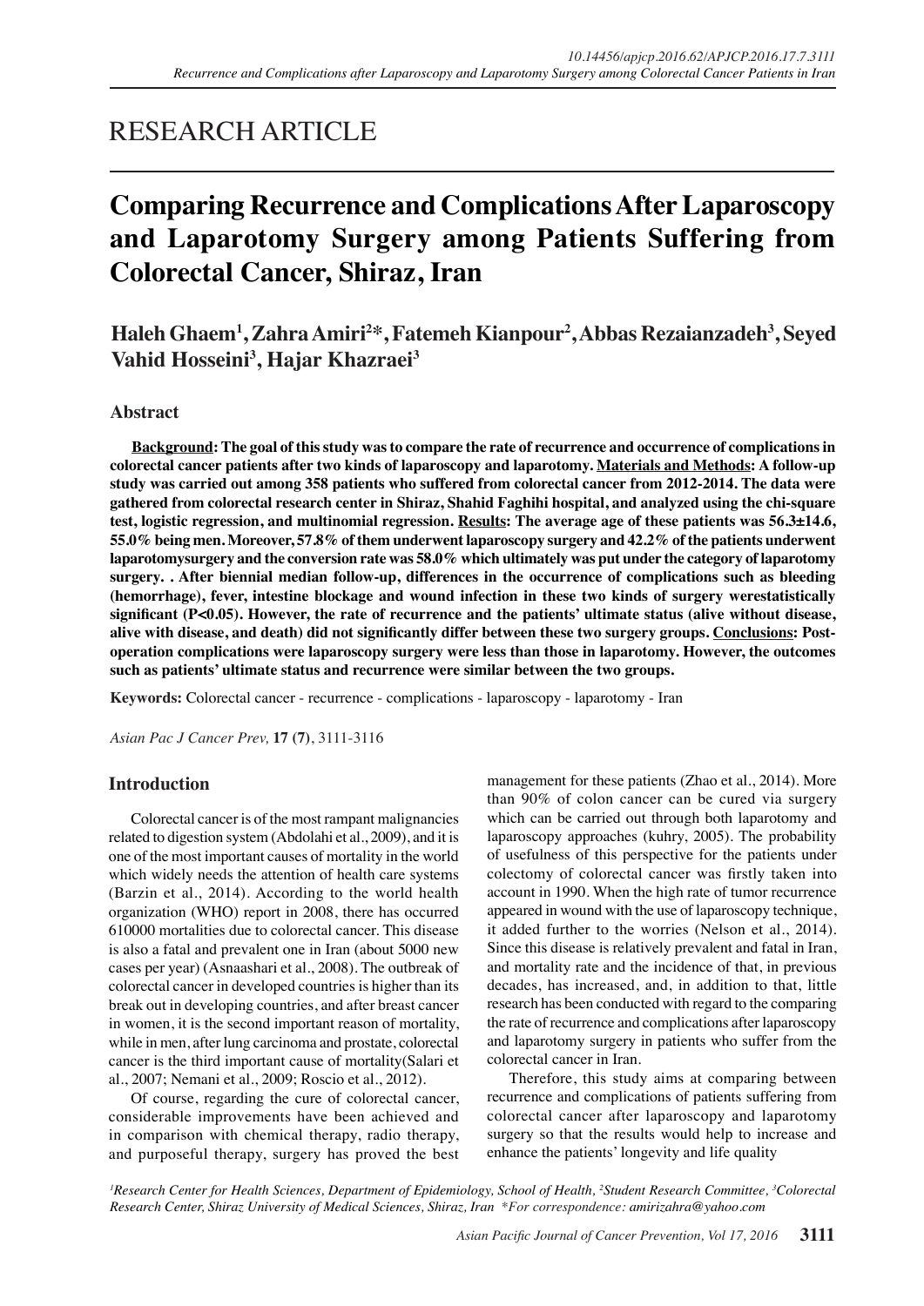RESEARCH ARTICLE

# Comparing Recurrence and Complications After Laparoscopy and Laparotomy Surgery among Patients Suffering from Colorectal Cancer, Shiraz, Iran

**Haleh Ghaem[1], Zahra Amiri[2]*, Fatemeh Kianpour[2], Abbas Rezaianzadeh[3], Seyed Vahid Hosseini[3], Hajar Khazraei[3]**

## Abstract

**Background: The goal of this study was to compare the rate of recurrence and occurrence of complications in colorectal cancer patients after two kinds of laparoscopy and laparotomy. Materials and Methods: A follow-up study was carried out among 358 patients who suffered from colorectal cancer from 2012-2014. The data were gathered from colorectal research center in Shiraz, Shahid Faghihi hospital, and analyzed using the chi-square test, logistic regression, and multinomial regression. Results: The average age of these patients was 56.3±14.6, 55.0% being men. Moreover, 57.8% of them underwent laparoscopy surgery and 42.2% of the patients underwent laparotomysurgery and the conversion rate was 58.0% which ultimately was put under the category of laparotomy surgery. . After biennial median follow-up, differences in the occurrence of complications such as bleeding (hemorrhage), fever, intestine blockage and wound infection in these two kinds of surgery werestatistically significant (P<0.05). However, the rate of recurrence and the patients' ultimate status (alive without disease, alive with disease, and death) did not significantly differ between these two surgery groups. Conclusions: Post-operation complications were laparoscopy surgery were less than those in laparotomy. However, the outcomes such as patients' ultimate status and recurrence were similar between the two groups.**

**Keywords:** Colorectal cancer - recurrence - complications - laparoscopy - laparotomy - Iran

*Asian Pac J Cancer Prev,* **17 (7)**, 3111-3116

## Introduction

Colorectal cancer is of the most rampant malignancies related to digestion system (Abdolahi et al., 2009), and it is one of the most important causes of mortality in the world which widely needs the attention of health care systems (Barzin et al., 2014). According to the world health organization (WHO) report in 2008, there has occurred 610000 mortalities due to colorectal cancer. This disease is also a fatal and prevalent one in Iran (about 5000 new cases per year) (Asnaashari et al., 2008). The outbreak of colorectal cancer in developed countries is higher than its break out in developing countries, and after breast cancer in women, it is the second important reason of mortality, while in men, after lung carcinoma and prostate, colorectal cancer is the third important cause of mortality(Salari et al., 2007; Nemani et al., 2009; Roscio et al., 2012).

Of course, regarding the cure of colorectal cancer, considerable improvements have been achieved and in comparison with chemical therapy, radio therapy, and purposeful therapy, surgery has proved the best management for these patients (Zhao et al., 2014). More than 90% of colon cancer can be cured via surgery which can be carried out through both laparotomy and laparoscopy approaches (kuhry, 2005). The probability of usefulness of this perspective for the patients under colectomy of colorectal cancer was firstly taken into account in 1990. When the high rate of tumor recurrence appeared in wound with the use of laparoscopy technique, it added further to the worries (Nelson et al., 2014). Since this disease is relatively prevalent and fatal in Iran, and mortality rate and the incidence of that, in previous decades, has increased, and, in addition to that, little research has been conducted with regard to the comparing the rate of recurrence and complications after laparoscopy and laparotomy surgery in patients who suffer from the colorectal cancer in Iran.

Therefore, this study aims at comparing between recurrence and complications of patients suffering from colorectal cancer after laparoscopy and laparotomy surgery so that the results would help to increase and enhance the patients' longevity and life quality

*[1]Research Center for Health Sciences, Department of Epidemiology, School of Health, [2]Student Research Committee, [3]Colorectal Research Center, Shiraz University of Medical Sciences, Shiraz, Iran *For correspondence: amirizahra@yahoo.com*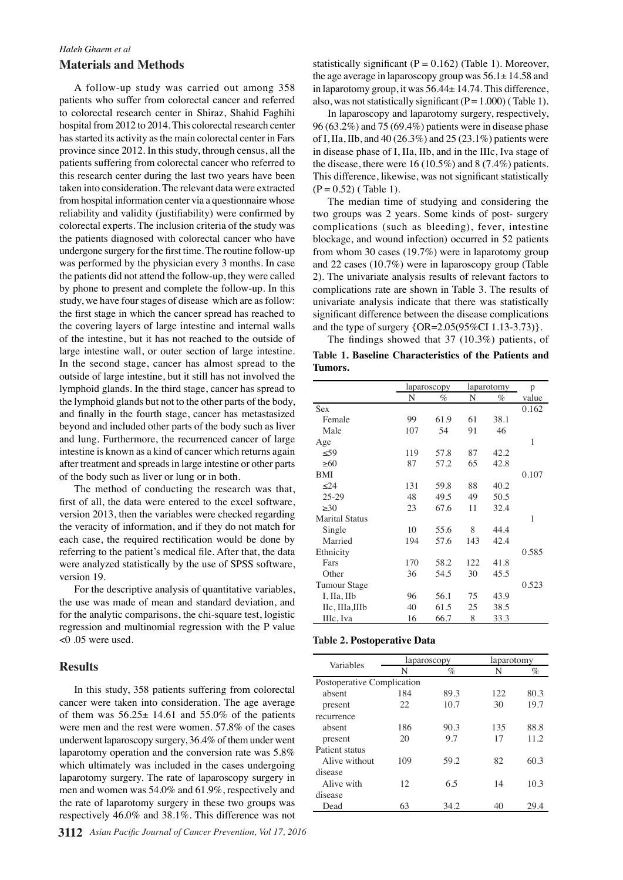## Materials and Methods

A follow-up study was carried out among 358 patients who suffer from colorectal cancer and referred to colorectal research center in Shiraz, Shahid Faghihi hospital from 2012 to 2014. This colorectal research center has started its activity as the main colorectal center in Fars province since 2012. In this study, through census, all the patients suffering from colorectal cancer who referred to this research center during the last two years have been taken into consideration. The relevant data were extracted from hospital information center via a questionnaire whose reliability and validity (justifiability) were confirmed by colorectal experts. The inclusion criteria of the study was the patients diagnosed with colorectal cancer who have undergone surgery for the first time. The routine follow-up was performed by the physician every 3 months. In case the patients did not attend the follow-up, they were called by phone to present and complete the follow-up. In this study, we have four stages of disease which are as follow: the first stage in which the cancer spread has reached to the covering layers of large intestine and internal walls of the intestine, but it has not reached to the outside of large intestine wall, or outer section of large intestine. In the second stage, cancer has almost spread to the outside of large intestine, but it still has not involved the lymphoid glands. In the third stage, cancer has spread to the lymphoid glands but not to the other parts of the body, and finally in the fourth stage, cancer has metastasized beyond and included other parts of the body such as liver and lung. Furthermore, the recurrenced cancer of large intestine is known as a kind of cancer which returns again after treatment and spreads in large intestine or other parts of the body such as liver or lung or in both.

The method of conducting the research was that, first of all, the data were entered to the excel software, version 2013, then the variables were checked regarding the veracity of information, and if they do not match for each case, the required rectification would be done by referring to the patient's medical file. After that, the data were analyzed statistically by the use of SPSS software, version 19.

For the descriptive analysis of quantitative variables, the use was made of mean and standard deviation, and for the analytic comparisons, the chi-square test, logistic regression and multinomial regression with the P value <0 .05 were used.

## Results

In this study, 358 patients suffering from colorectal cancer were taken into consideration. The age average of them was 56.25± 14.61 and 55.0% of the patients were men and the rest were women. 57.8% of the cases underwent laparoscopy surgery, 36.4% of them under went laparotomy operation and the conversion rate was 5.8% which ultimately was included in the cases undergoing laparotomy surgery. The rate of laparoscopy surgery in men and women was 54.0% and 61.9%, respectively and the rate of laparotomy surgery in these two groups was respectively 46.0% and 38.1%. This difference was not statistically significant (P = 0.162) (Table 1). Moreover, the age average in laparoscopy group was 56.1± 14.58 and in laparotomy group, it was 56.44± 14.74. This difference, also, was not statistically significant (P = 1.000) ( Table 1).

In laparoscopy and laparotomy surgery, respectively, 96 (63.2%) and 75 (69.4%) patients were in disease phase of I, IIa, IIb, and 40 (26.3%) and 25 (23.1%) patients were in disease phase of I, IIa, IIb, and in the IIIc, Iva stage of the disease, there were 16 (10.5%) and 8 (7.4%) patients. This difference, likewise, was not significant statistically (P = 0.52) ( Table 1).

The median time of studying and considering the two groups was 2 years. Some kinds of post- surgery complications (such as bleeding), fever, intestine blockage, and wound infection) occurred in 52 patients from whom 30 cases (19.7%) were in laparotomy group and 22 cases (10.7%) were in laparoscopy group (Table 2). The univariate analysis results of relevant factors to complications rate are shown in Table 3. The results of univariate analysis indicate that there was statistically significant difference between the disease complications and the type of surgery {OR=2.05(95%CI 1.13-3.73)}.

The findings showed that 37 (10.3%) patients, of

**Table 1. Baseline Characteristics of the Patients and Tumors.**

| | laparoscopy | | laparotomy | | p |
|---|---|---|---|---|---|
| | N | % | N | % | value |
| Sex | | | | | 0.162 |
| Female | 99 | 61.9 | 61 | 38.1 | |
| Male | 107 | 54 | 91 | 46 | |
| Age | | | | | 1 |
| ≤59 | 119 | 57.8 | 87 | 42.2 | |
| ≥60 | 87 | 57.2 | 65 | 42.8 | |
| BMI | | | | | 0.107 |
| ≤24 | 131 | 59.8 | 88 | 40.2 | |
| 25-29 | 48 | 49.5 | 49 | 50.5 | |
| ≥30 | 23 | 67.6 | 11 | 32.4 | |
| Marital Status | | | | | 1 |
| Single | 10 | 55.6 | 8 | 44.4 | |
| Married | 194 | 57.6 | 143 | 42.4 | |
| Ethnicity | | | | | 0.585 |
| Fars | 170 | 58.2 | 122 | 41.8 | |
| Other | 36 | 54.5 | 30 | 45.5 | |
| Tumour Stage | | | | | 0.523 |
| I, IIa, IIb | 96 | 56.1 | 75 | 43.9 | |
| IIc, IIIa,IIIb | 40 | 61.5 | 25 | 38.5 | |
| IIIc, Iva | 16 | 66.7 | 8 | 33.3 | |

**Table 2. Postoperative Data**

| Variables | laparoscopy | | laparotomy | |
|---|---|---|---|---|
| | N | % | N | % |
| Postoperative Complication | | | | |
| absent | 184 | 89.3 | 122 | 80.3 |
| present | 22 | 10.7 | 30 | 19.7 |
| recurrence | | | | |
| absent | 186 | 90.3 | 135 | 88.8 |
| present | 20 | 9.7 | 17 | 11.2 |
| Patient status | | | | |
| Alive without disease | 109 | 59.2 | 82 | 60.3 |
| Alive with disease | 12 | 6.5 | 14 | 10.3 |
| Dead | 63 | 34.2 | 40 | 29.4 |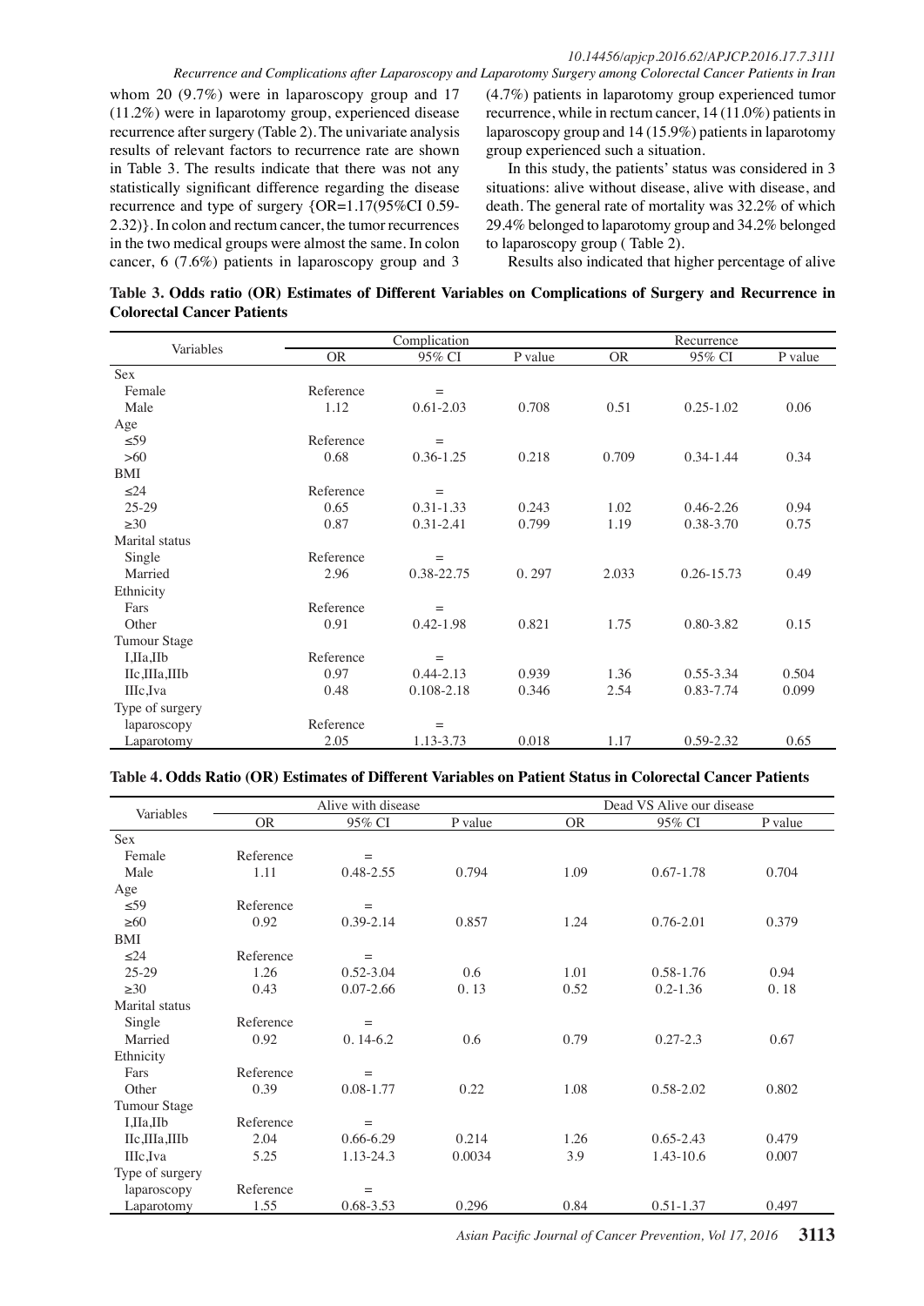whom 20 (9.7%) were in laparoscopy group and 17 (11.2%) were in laparotomy group, experienced disease recurrence after surgery (Table 2). The univariate analysis results of relevant factors to recurrence rate are shown in Table 3. The results indicate that there was not any statistically significant difference regarding the disease recurrence and type of surgery {OR=1.17(95%CI 0.59-2.32)}. In colon and rectum cancer, the tumor recurrences in the two medical groups were almost the same. In colon cancer, 6 (7.6%) patients in laparoscopy group and 3 (4.7%) patients in laparotomy group experienced tumor recurrence, while in rectum cancer, 14 (11.0%) patients in laparoscopy group and 14 (15.9%) patients in laparotomy group experienced such a situation.

In this study, the patients' status was considered in 3 situations: alive without disease, alive with disease, and death. The general rate of mortality was 32.2% of which 29.4% belonged to laparotomy group and 34.2% belonged to laparoscopy group ( Table 2).

Results also indicated that higher percentage of alive

**Table 3. Odds ratio (OR) Estimates of Different Variables on Complications of Surgery and Recurrence in Colorectal Cancer Patients**

| Variables | Complication | | | Recurrence | | |
|---|---|---|---|---|---|---|
| | OR | 95% CI | P value | OR | 95% CI | P value |
| Sex | | | | | | |
| Female | Reference | = | | | | |
| Male | 1.12 | 0.61-2.03 | 0.708 | 0.51 | 0.25-1.02 | 0.06 |
| Age | | | | | | |
| ≤59 | Reference | = | | | | |
| >60 | 0.68 | 0.36-1.25 | 0.218 | 0.709 | 0.34-1.44 | 0.34 |
| BMI | | | | | | |
| ≤24 | Reference | = | | | | |
| 25-29 | 0.65 | 0.31-1.33 | 0.243 | 1.02 | 0.46-2.26 | 0.94 |
| ≥30 | 0.87 | 0.31-2.41 | 0.799 | 1.19 | 0.38-3.70 | 0.75 |
| Marital status | | | | | | |
| Single | Reference | = | | | | |
| Married | 2.96 | 0.38-22.75 | 0. 297 | 2.033 | 0.26-15.73 | 0.49 |
| Ethnicity | | | | | | |
| Fars | Reference | = | | | | |
| Other | 0.91 | 0.42-1.98 | 0.821 | 1.75 | 0.80-3.82 | 0.15 |
| Tumour Stage | | | | | | |
| I,IIa,IIb | Reference | = | | | | |
| IIc,IIIa,IIIb | 0.97 | 0.44-2.13 | 0.939 | 1.36 | 0.55-3.34 | 0.504 |
| IIIc,Iva | 0.48 | 0.108-2.18 | 0.346 | 2.54 | 0.83-7.74 | 0.099 |
| Type of surgery | | | | | | |
| laparoscopy | Reference | = | | | | |
| Laparotomy | 2.05 | 1.13-3.73 | 0.018 | 1.17 | 0.59-2.32 | 0.65 |

**Table 4. Odds Ratio (OR) Estimates of Different Variables on Patient Status in Colorectal Cancer Patients**

| Variables | Alive with disease | | | Dead VS Alive our disease | | |
|---|---|---|---|---|---|---|
| | OR | 95% CI | P value | OR | 95% CI | P value |
| Sex | | | | | | |
| Female | Reference | = | | | | |
| Male | 1.11 | 0.48-2.55 | 0.794 | 1.09 | 0.67-1.78 | 0.704 |
| Age | | | | | | |
| ≤59 | Reference | = | | | | |
| ≥60 | 0.92 | 0.39-2.14 | 0.857 | 1.24 | 0.76-2.01 | 0.379 |
| BMI | | | | | | |
| ≤24 | Reference | = | | | | |
| 25-29 | 1.26 | 0.52-3.04 | 0.6 | 1.01 | 0.58-1.76 | 0.94 |
| ≥30 | 0.43 | 0.07-2.66 | 0. 13 | 0.52 | 0.2-1.36 | 0. 18 |
| Marital status | | | | | | |
| Single | Reference | = | | | | |
| Married | 0.92 | 0. 14-6.2 | 0.6 | 0.79 | 0.27-2.3 | 0.67 |
| Ethnicity | | | | | | |
| Fars | Reference | = | | | | |
| Other | 0.39 | 0.08-1.77 | 0.22 | 1.08 | 0.58-2.02 | 0.802 |
| Tumour Stage | | | | | | |
| I,IIa,IIb | Reference | = | | | | |
| IIc,IIIa,IIIb | 2.04 | 0.66-6.29 | 0.214 | 1.26 | 0.65-2.43 | 0.479 |
| IIIc,Iva | 5.25 | 1.13-24.3 | 0.0034 | 3.9 | 1.43-10.6 | 0.007 |
| Type of surgery | | | | | | |
| laparoscopy | Reference | = | | | | |
| Laparotomy | 1.55 | 0.68-3.53 | 0.296 | 0.84 | 0.51-1.37 | 0.497 |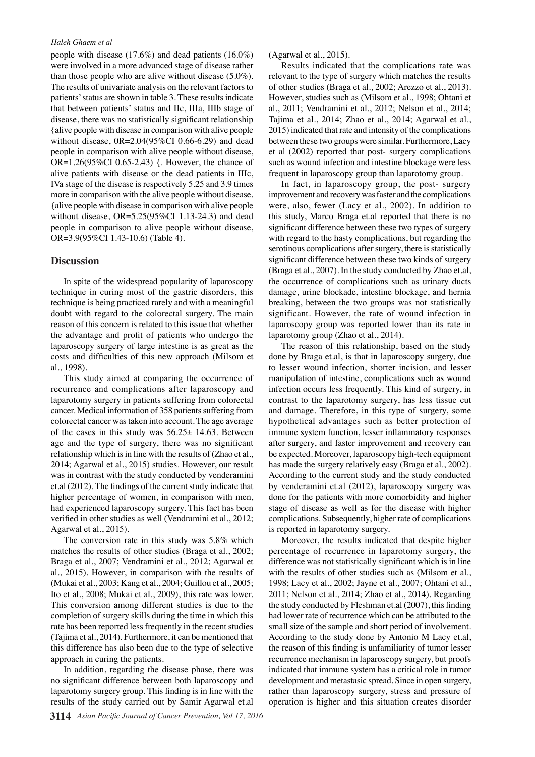people with disease (17.6%) and dead patients (16.0%) were involved in a more advanced stage of disease rather than those people who are alive without disease (5.0%). The results of univariate analysis on the relevant factors to patients' status are shown in table 3. These results indicate that between patients' status and IIc, IIIa, IIIb stage of disease, there was no statistically significant relationship {alive people with disease in comparison with alive people without disease, 0R=2.04(95%CI 0.66-6.29) and dead people in comparison with alive people without disease, OR=1.26(95%CI 0.65-2.43) {. However, the chance of alive patients with disease or the dead patients in IIIc, IVa stage of the disease is respectively 5.25 and 3.9 times more in comparison with the alive people without disease. {alive people with disease in comparison with alive people without disease, OR=5.25(95%CI 1.13-24.3) and dead people in comparison to alive people without disease, OR=3.9(95%CI 1.43-10.6) (Table 4).

## Discussion

In spite of the widespread popularity of laparoscopy technique in curing most of the gastric disorders, this technique is being practiced rarely and with a meaningful doubt with regard to the colorectal surgery. The main reason of this concern is related to this issue that whether the advantage and profit of patients who undergo the laparoscopy surgery of large intestine is as great as the costs and difficulties of this new approach (Milsom et al., 1998).

This study aimed at comparing the occurrence of recurrence and complications after laparoscopy and laparotomy surgery in patients suffering from colorectal cancer. Medical information of 358 patients suffering from colorectal cancer was taken into account. The age average of the cases in this study was 56.25± 14.63. Between age and the type of surgery, there was no significant relationship which is in line with the results of (Zhao et al., 2014; Agarwal et al., 2015) studies. However, our result was in contrast with the study conducted by venderamini et.al (2012). The findings of the current study indicate that higher percentage of women, in comparison with men, had experienced laparoscopy surgery. This fact has been verified in other studies as well (Vendramini et al., 2012; Agarwal et al., 2015).

The conversion rate in this study was 5.8% which matches the results of other studies (Braga et al., 2002; Braga et al., 2007; Vendramini et al., 2012; Agarwal et al., 2015). However, in comparison with the results of (Mukai et al., 2003; Kang et al., 2004; Guillou et al., 2005; Ito et al., 2008; Mukai et al., 2009), this rate was lower. This conversion among different studies is due to the completion of surgery skills during the time in which this rate has been reported less frequently in the recent studies (Tajima et al., 2014). Furthermore, it can be mentioned that this difference has also been due to the type of selective approach in curing the patients.

In addition, regarding the disease phase, there was no significant difference between both laparoscopy and laparotomy surgery group. This finding is in line with the results of the study carried out by Samir Agarwal et.al (Agarwal et al., 2015).

Results indicated that the complications rate was relevant to the type of surgery which matches the results of other studies (Braga et al., 2002; Arezzo et al., 2013). However, studies such as (Milsom et al., 1998; Ohtani et al., 2011; Vendramini et al., 2012; Nelson et al., 2014; Tajima et al., 2014; Zhao et al., 2014; Agarwal et al., 2015) indicated that rate and intensity of the complications between these two groups were similar. Furthermore, Lacy et al (2002) reported that post- surgery complications such as wound infection and intestine blockage were less frequent in laparoscopy group than laparotomy group.

In fact, in laparoscopy group, the post- surgery improvement and recovery was faster and the complications were, also, fewer (Lacy et al., 2002). In addition to this study, Marco Braga et.al reported that there is no significant difference between these two types of surgery with regard to the hasty complications, but regarding the serotinous complications after surgery, there is statistically significant difference between these two kinds of surgery (Braga et al., 2007). In the study conducted by Zhao et.al, the occurrence of complications such as urinary ducts damage, urine blockade, intestine blockage, and hernia breaking, between the two groups was not statistically significant. However, the rate of wound infection in laparoscopy group was reported lower than its rate in laparotomy group (Zhao et al., 2014).

The reason of this relationship, based on the study done by Braga et.al, is that in laparoscopy surgery, due to lesser wound infection, shorter incision, and lesser manipulation of intestine, complications such as wound infection occurs less frequently. This kind of surgery, in contrast to the laparotomy surgery, has less tissue cut and damage. Therefore, in this type of surgery, some hypothetical advantages such as better protection of immune system function, lesser inflammatory responses after surgery, and faster improvement and recovery can be expected. Moreover, laparoscopy high-tech equipment has made the surgery relatively easy (Braga et al., 2002). According to the current study and the study conducted by venderamini et.al (2012), laparoscopy surgery was done for the patients with more comorbidity and higher stage of disease as well as for the disease with higher complications. Subsequently, higher rate of complications is reported in laparotomy surgery.

Moreover, the results indicated that despite higher percentage of recurrence in laparotomy surgery, the difference was not statistically significant which is in line with the results of other studies such as (Milsom et al., 1998; Lacy et al., 2002; Jayne et al., 2007; Ohtani et al., 2011; Nelson et al., 2014; Zhao et al., 2014). Regarding the study conducted by Fleshman et.al (2007), this finding had lower rate of recurrence which can be attributed to the small size of the sample and short period of involvement. According to the study done by Antonio M Lacy et.al, the reason of this finding is unfamiliarity of tumor lesser recurrence mechanism in laparoscopy surgery, but proofs indicated that immune system has a critical role in tumor development and metastasic spread. Since in open surgery, rather than laparoscopy surgery, stress and pressure of operation is higher and this situation creates disorder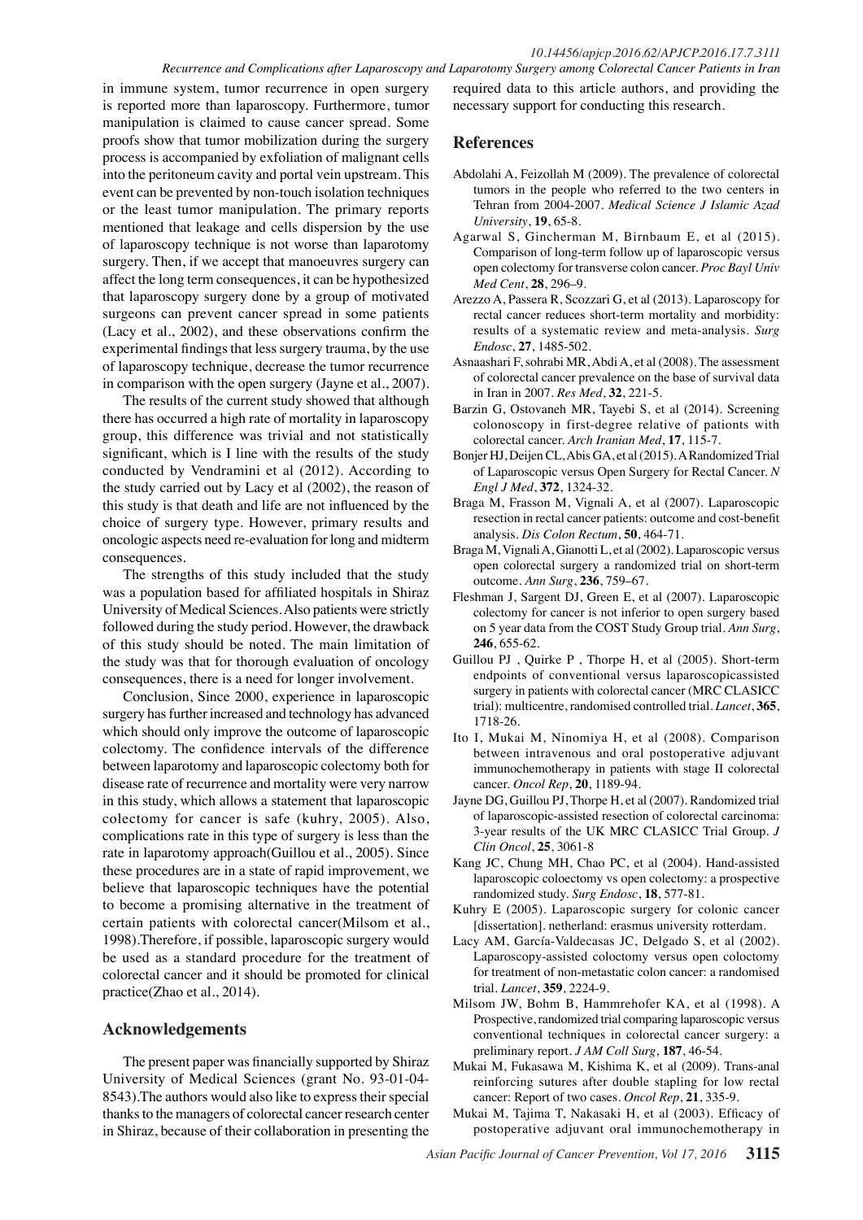in immune system, tumor recurrence in open surgery is reported more than laparoscopy. Furthermore, tumor manipulation is claimed to cause cancer spread. Some proofs show that tumor mobilization during the surgery process is accompanied by exfoliation of malignant cells into the peritoneum cavity and portal vein upstream. This event can be prevented by non-touch isolation techniques or the least tumor manipulation. The primary reports mentioned that leakage and cells dispersion by the use of laparoscopy technique is not worse than laparotomy surgery. Then, if we accept that manoeuvres surgery can affect the long term consequences, it can be hypothesized that laparoscopy surgery done by a group of motivated surgeons can prevent cancer spread in some patients (Lacy et al., 2002), and these observations confirm the experimental findings that less surgery trauma, by the use of laparoscopy technique, decrease the tumor recurrence in comparison with the open surgery (Jayne et al., 2007).

The results of the current study showed that although there has occurred a high rate of mortality in laparoscopy group, this difference was trivial and not statistically significant, which is I line with the results of the study conducted by Vendramini et al (2012). According to the study carried out by Lacy et al (2002), the reason of this study is that death and life are not influenced by the choice of surgery type. However, primary results and oncologic aspects need re-evaluation for long and midterm consequences.

The strengths of this study included that the study was a population based for affiliated hospitals in Shiraz University of Medical Sciences. Also patients were strictly followed during the study period. However, the drawback of this study should be noted. The main limitation of the study was that for thorough evaluation of oncology consequences, there is a need for longer involvement.

Conclusion, Since 2000, experience in laparoscopic surgery has further increased and technology has advanced which should only improve the outcome of laparoscopic colectomy. The confidence intervals of the difference between laparotomy and laparoscopic colectomy both for disease rate of recurrence and mortality were very narrow in this study, which allows a statement that laparoscopic colectomy for cancer is safe (kuhry, 2005). Also, complications rate in this type of surgery is less than the rate in laparotomy approach(Guillou et al., 2005). Since these procedures are in a state of rapid improvement, we believe that laparoscopic techniques have the potential to become a promising alternative in the treatment of certain patients with colorectal cancer(Milsom et al., 1998).Therefore, if possible, laparoscopic surgery would be used as a standard procedure for the treatment of colorectal cancer and it should be promoted for clinical practice(Zhao et al., 2014).

## Acknowledgements

The present paper was financially supported by Shiraz University of Medical Sciences (grant No. 93-01-04-8543).The authors would also like to express their special thanks to the managers of colorectal cancer research center in Shiraz, because of their collaboration in presenting the required data to this article authors, and providing the necessary support for conducting this research.

## References

Abdolahi A, Feizollah M (2009). The prevalence of colorectal tumors in the people who referred to the two centers in Tehran from 2004-2007. *Medical Science J Islamic Azad University*, **19**, 65-8.

Agarwal S, Gincherman M, Birnbaum E, et al (2015). Comparison of long-term follow up of laparoscopic versus open colectomy for transverse colon cancer. *Proc Bayl Univ Med Cent*, **28**, 296–9.

Arezzo A, Passera R, Scozzari G, et al (2013). Laparoscopy for rectal cancer reduces short-term mortality and morbidity: results of a systematic review and meta-analysis. *Surg Endosc*, **27**, 1485-502.

Asnaashari F, sohrabi MR, Abdi A, et al (2008). The assessment of colorectal cancer prevalence on the base of survival data in Iran in 2007. *Res Med*, **32**, 221-5.

Barzin G, Ostovaneh MR, Tayebi S, et al (2014). Screening colonoscopy in first-degree relative of patients with colorectal cancer. *Arch Iranian Med*, **17**, 115-7.

Bonjer HJ, Deijen CL, Abis GA, et al (2015). A Randomized Trial of Laparoscopic versus Open Surgery for Rectal Cancer. *N Engl J Med*, **372**, 1324-32.

Braga M, Frasson M, Vignali A, et al (2007). Laparoscopic resection in rectal cancer patients: outcome and cost-benefit analysis. *Dis Colon Rectum*, **50**, 464-71.

Braga M, Vignali A, Gianotti L, et al (2002). Laparoscopic versus open colorectal surgery a randomized trial on short-term outcome. *Ann Surg*, **236**, 759–67.

Fleshman J, Sargent DJ, Green E, et al (2007). Laparoscopic colectomy for cancer is not inferior to open surgery based on 5 year data from the COST Study Group trial. *Ann Surg*, **246**, 655-62.

Guillou PJ , Quirke P , Thorpe H, et al (2005). Short-term endpoints of conventional versus laparoscopicassisted surgery in patients with colorectal cancer (MRC CLASICC trial): multicentre, randomised controlled trial. *Lancet*, **365**, 1718-26.

Ito I, Mukai M, Ninomiya H, et al (2008). Comparison between intravenous and oral postoperative adjuvant immunochemotherapy in patients with stage II colorectal cancer. *Oncol Rep*, **20**, 1189-94.

Jayne DG, Guillou PJ, Thorpe H, et al (2007). Randomized trial of laparoscopic-assisted resection of colorectal carcinoma: 3-year results of the UK MRC CLASICC Trial Group. *J Clin Oncol*, **25**, 3061-8

Kang JC, Chung MH, Chao PC, et al (2004). Hand-assisted laparoscopic coloectomy vs open colectomy: a prospective randomized study. *Surg Endosc*, **18**, 577-81.

Kuhry E (2005). Laparoscopic surgery for colonic cancer [dissertation]. netherland: erasmus university rotterdam.

Lacy AM, García-Valdecasas JC, Delgado S, et al (2002). Laparoscopy-assisted coloctomy versus open coloctomy for treatment of non-metastatic colon cancer: a randomised trial. *Lancet*, **359**, 2224-9.

Milsom JW, Bohm B, Hammrehofer KA, et al (1998). A Prospective, randomized trial comparing laparoscopic versus conventional techniques in colorectal cancer surgery: a preliminary report. *J AM Coll Surg*, **187**, 46-54.

Mukai M, Fukasawa M, Kishima K, et al (2009). Trans-anal reinforcing sutures after double stapling for low rectal cancer: Report of two cases. *Oncol Rep*, **21**, 335-9.

Mukai M, Tajima T, Nakasaki H, et al (2003). Efficacy of postoperative adjuvant oral immunochemotherapy in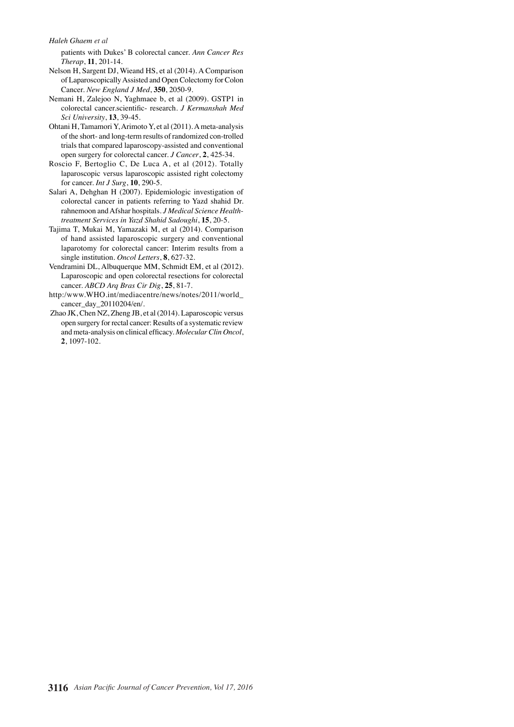patients with Dukes' B colorectal cancer. *Ann Cancer Res Therap*, **11**, 201-14.

Nelson H, Sargent DJ, Wieand HS, et al (2014). A Comparison of Laparoscopically Assisted and Open Colectomy for Colon Cancer. *New England J Med*, **350**, 2050-9.

Nemani H, Zalejoo N, Yaghmaee b, et al (2009). GSTP1 in colorectal cancer.scientific- research. *J Kermanshah Med Sci University*, **13**, 39-45.

Ohtani H, Tamamori Y, Arimoto Y, et al (2011). A meta-analysis of the short- and long-term results of randomized con-trolled trials that compared laparoscopy-assisted and conventional open surgery for colorectal cancer. *J Cancer*, **2**, 425-34.

Roscio F, Bertoglio C, De Luca A, et al (2012). Totally laparoscopic versus laparoscopic assisted right colectomy for cancer. *Int J Surg*, **10**, 290-5.

Salari A, Dehghan H (2007). Epidemiologic investigation of colorectal cancer in patients referring to Yazd shahid Dr. rahnemoon and Afshar hospitals. *J Medical Science Health-treatment Services in Yazd Shahid Sadoughi*, **15**, 20-5.

Tajima T, Mukai M, Yamazaki M, et al (2014). Comparison of hand assisted laparoscopic surgery and conventional laparotomy for colorectal cancer: Interim results from a single institution. *Oncol Letters*, **8**, 627-32.

Vendramini DL, Albuquerque MM, Schmidt EM, et al (2012). Laparoscopic and open colorectal resections for colorectal cancer. *ABCD Arq Bras Cir Dig*, **25**, 81-7.

http:/www.WHO.int/mediacentre/news/notes/2011/world_cancer_day_20110204/en/.

Zhao JK, Chen NZ, Zheng JB, et al (2014). Laparoscopic versus open surgery for rectal cancer: Results of a systematic review and meta-analysis on clinical efficacy. *Molecular Clin Oncol*, **2**, 1097-102.